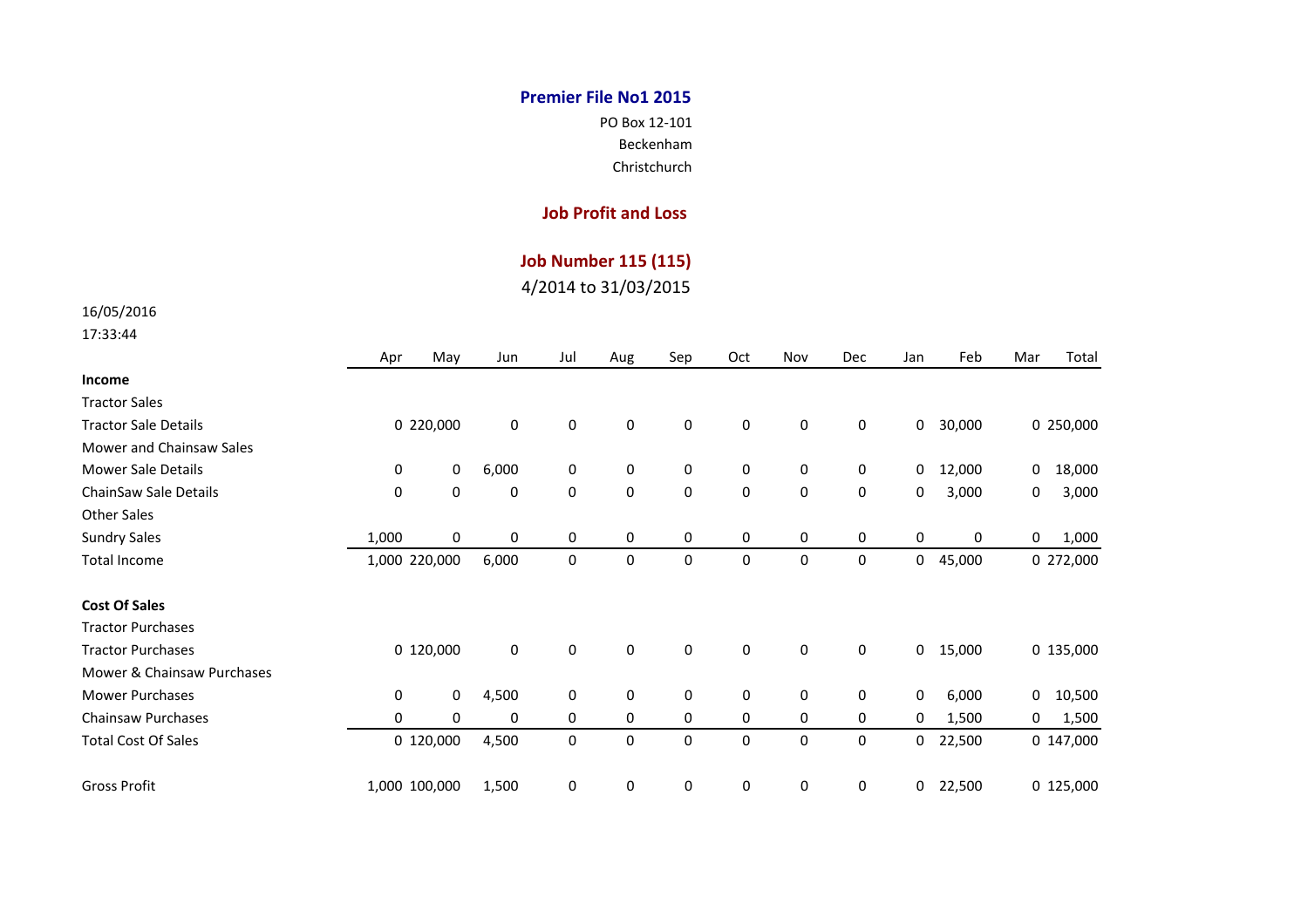# Premier File No1 2015

PO Box 12-101
Beckenham
Christchurch

## Job Profit and Loss

## Job Number 115 (115)

4/2014 to 31/03/2015

16/05/2016
17:33:44

| | Apr | May | Jun | Jul | Aug | Sep | Oct | Nov | Dec | Jan | Feb | Mar | Total |
|---|---|---|---|---|---|---|---|---|---|---|---|---|---|
| **Income** | | | | | | | | | | | | | |
| Tractor Sales | | | | | | | | | | | | | |
| Tractor Sale Details | 0 | 220,000 | 0 | 0 | 0 | 0 | 0 | 0 | 0 | 0 | 30,000 | 0 | 250,000 |
| Mower and Chainsaw Sales | | | | | | | | | | | | | |
| Mower Sale Details | 0 | 0 | 6,000 | 0 | 0 | 0 | 0 | 0 | 0 | 0 | 12,000 | 0 | 18,000 |
| ChainSaw Sale Details | 0 | 0 | 0 | 0 | 0 | 0 | 0 | 0 | 0 | 0 | 3,000 | 0 | 3,000 |
| Other Sales | | | | | | | | | | | | | |
| Sundry Sales | 1,000 | 0 | 0 | 0 | 0 | 0 | 0 | 0 | 0 | 0 | 0 | 0 | 1,000 |
| Total Income | 1,000 | 220,000 | 6,000 | 0 | 0 | 0 | 0 | 0 | 0 | 0 | 45,000 | 0 | 272,000 |
| | | | | | | | | | | | | | |
| **Cost Of Sales** | | | | | | | | | | | | | |
| Tractor Purchases | | | | | | | | | | | | | |
| Tractor Purchases | 0 | 120,000 | 0 | 0 | 0 | 0 | 0 | 0 | 0 | 0 | 15,000 | 0 | 135,000 |
| Mower & Chainsaw Purchases | | | | | | | | | | | | | |
| Mower Purchases | 0 | 0 | 4,500 | 0 | 0 | 0 | 0 | 0 | 0 | 0 | 6,000 | 0 | 10,500 |
| Chainsaw Purchases | 0 | 0 | 0 | 0 | 0 | 0 | 0 | 0 | 0 | 0 | 1,500 | 0 | 1,500 |
| Total Cost Of Sales | 0 | 120,000 | 4,500 | 0 | 0 | 0 | 0 | 0 | 0 | 0 | 22,500 | 0 | 147,000 |
| | | | | | | | | | | | | | |
| Gross Profit | 1,000 | 100,000 | 1,500 | 0 | 0 | 0 | 0 | 0 | 0 | 0 | 22,500 | 0 | 125,000 |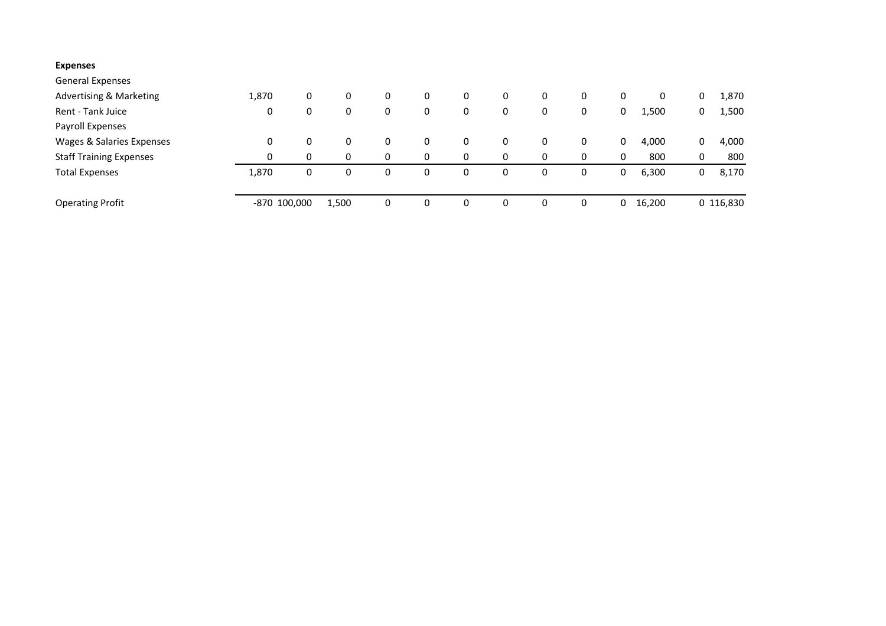**Expenses**

| | | | | | | | | | | | | | |
|---|---|---|---|---|---|---|---|---|---|---|---|---|---|
| General Expenses | | | | | | | | | | | | | |
| Advertising & Marketing | 1,870 | 0 | 0 | 0 | 0 | 0 | 0 | 0 | 0 | 0 | 0 | 0 | 1,870 |
| Rent - Tank Juice | 0 | 0 | 0 | 0 | 0 | 0 | 0 | 0 | 0 | 0 | 1,500 | 0 | 1,500 |
| Payroll Expenses | | | | | | | | | | | | | |
| Wages & Salaries Expenses | 0 | 0 | 0 | 0 | 0 | 0 | 0 | 0 | 0 | 0 | 4,000 | 0 | 4,000 |
| Staff Training Expenses | 0 | 0 | 0 | 0 | 0 | 0 | 0 | 0 | 0 | 0 | 800 | 0 | 800 |
| Total Expenses | 1,870 | 0 | 0 | 0 | 0 | 0 | 0 | 0 | 0 | 0 | 6,300 | 0 | 8,170 |
| | | | | | | | | | | | | | |
| Operating Profit | -870 | 100,000 | 1,500 | 0 | 0 | 0 | 0 | 0 | 0 | 0 | 16,200 | 0 | 116,830 |